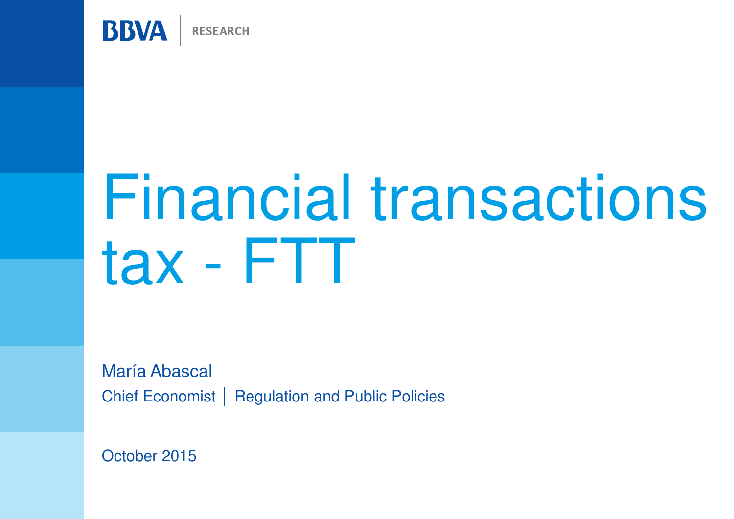BBVA | RESEARCH

# Financial transactions tax - FTT

María Abascal

Chief Economist | Regulation and Public Policies

October 2015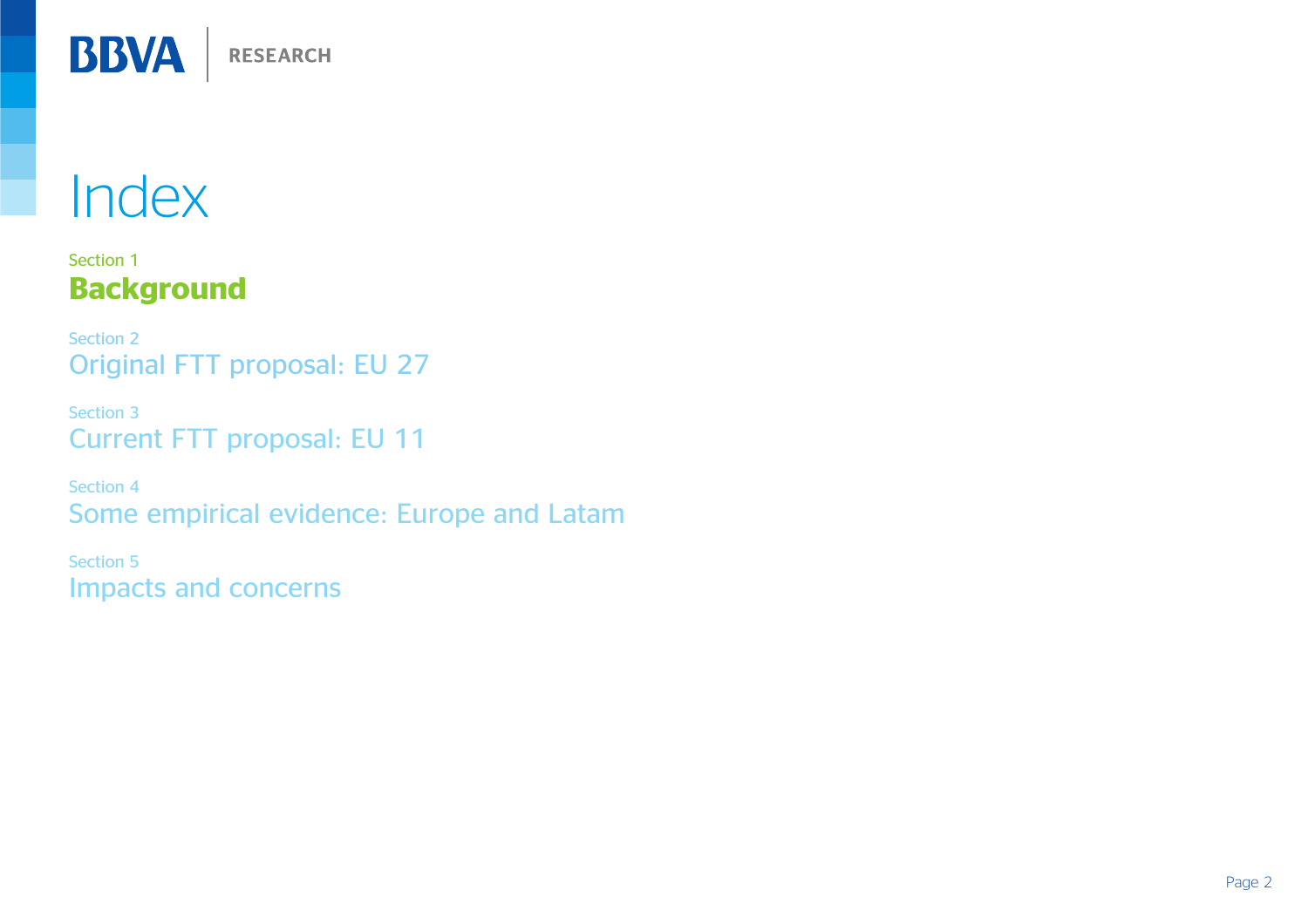# Index

Section 1
**Background**

Section 2
Original FTT proposal: EU 27

Section 3
Current FTT proposal: EU 11

Section 4
Some empirical evidence: Europe and Latam

Section 5
Impacts and concerns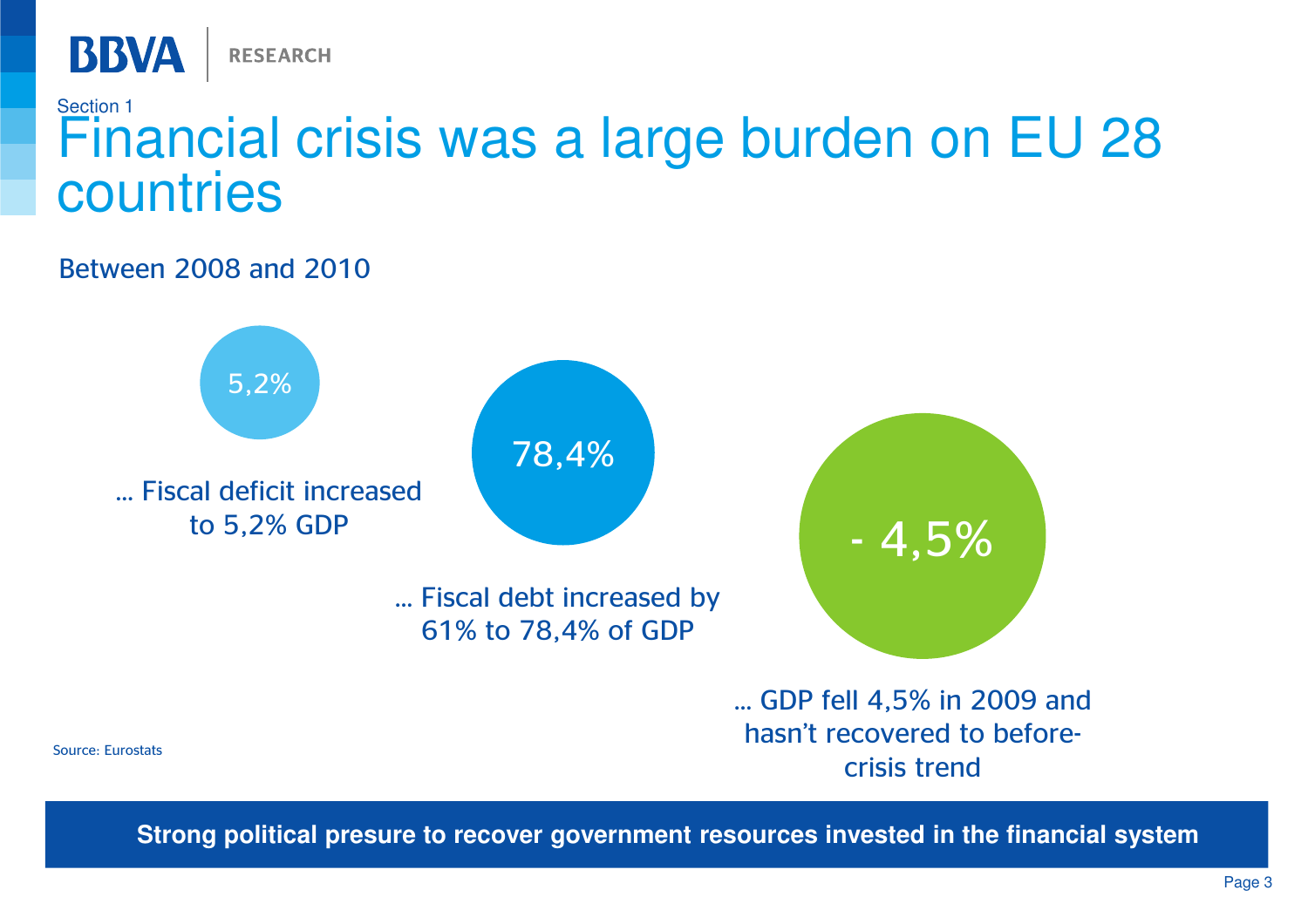Section 1

# Financial crisis was a large burden on EU 28 countries

Between 2008 and 2010

5,2%

… Fiscal deficit increased to 5,2% GDP

78,4%

… Fiscal debt increased by 61% to 78,4% of GDP

- 4,5%

… GDP fell 4,5% in 2009 and hasn't recovered to before-crisis trend

Source: Eurostats

**Strong political presure to recover government resources invested in the financial system**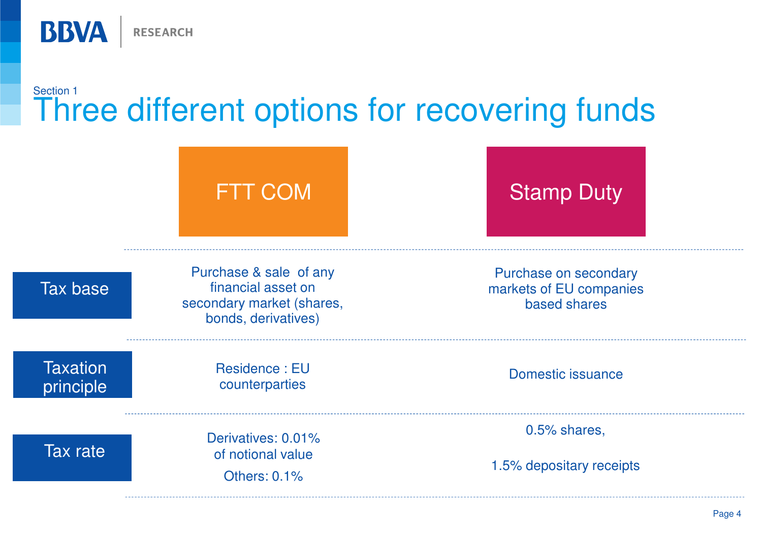Section 1

# Three different options for recovering funds

| | FTT COM | Stamp Duty |
|---|---|---|
| Tax base | Purchase & sale of any financial asset on secondary market (shares, bonds, derivatives) | Purchase on secondary markets of EU companies based shares |
| Taxation principle | Residence : EU counterparties | Domestic issuance |
| Tax rate | Derivatives: 0.01% of notional value<br>Others: 0.1% | 0.5% shares,<br>1.5% depositary receipts |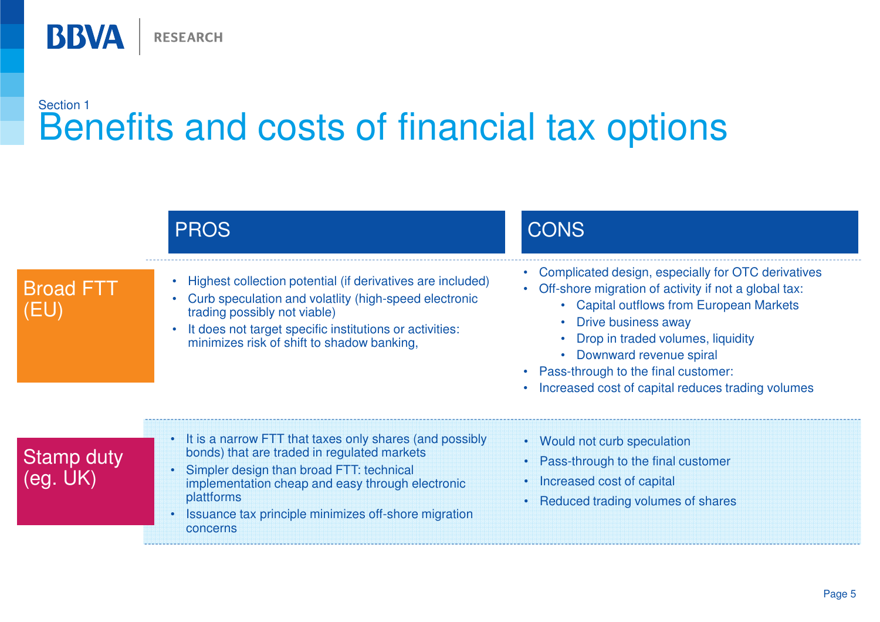Section 1

# Benefits and costs of financial tax options

| | PROS | CONS |
|---|---|---|
| Broad FTT (EU) | • Highest collection potential (if derivatives are included)<br>• Curb speculation and volatlity (high-speed electronic trading possibly not viable)<br>• It does not target specific institutions or activities: minimizes risk of shift to shadow banking, | • Complicated design, especially for OTC derivatives<br>• Off-shore migration of activity if not a global tax:<br>&nbsp;&nbsp;&nbsp;&nbsp;• Capital outflows from European Markets<br>&nbsp;&nbsp;&nbsp;&nbsp;• Drive business away<br>&nbsp;&nbsp;&nbsp;&nbsp;• Drop in traded volumes, liquidity<br>&nbsp;&nbsp;&nbsp;&nbsp;• Downward revenue spiral<br>• Pass-through to the final customer:<br>• Increased cost of capital reduces trading volumes |
| Stamp duty (eg. UK) | • It is a narrow FTT that taxes only shares (and possibly bonds) that are traded in regulated markets<br>• Simpler design than broad FTT: technical implementation cheap and easy through electronic plattforms<br>• Issuance tax principle minimizes off-shore migration concerns | • Would not curb speculation<br>• Pass-through to the final customer<br>• Increased cost of capital<br>• Reduced trading volumes of shares |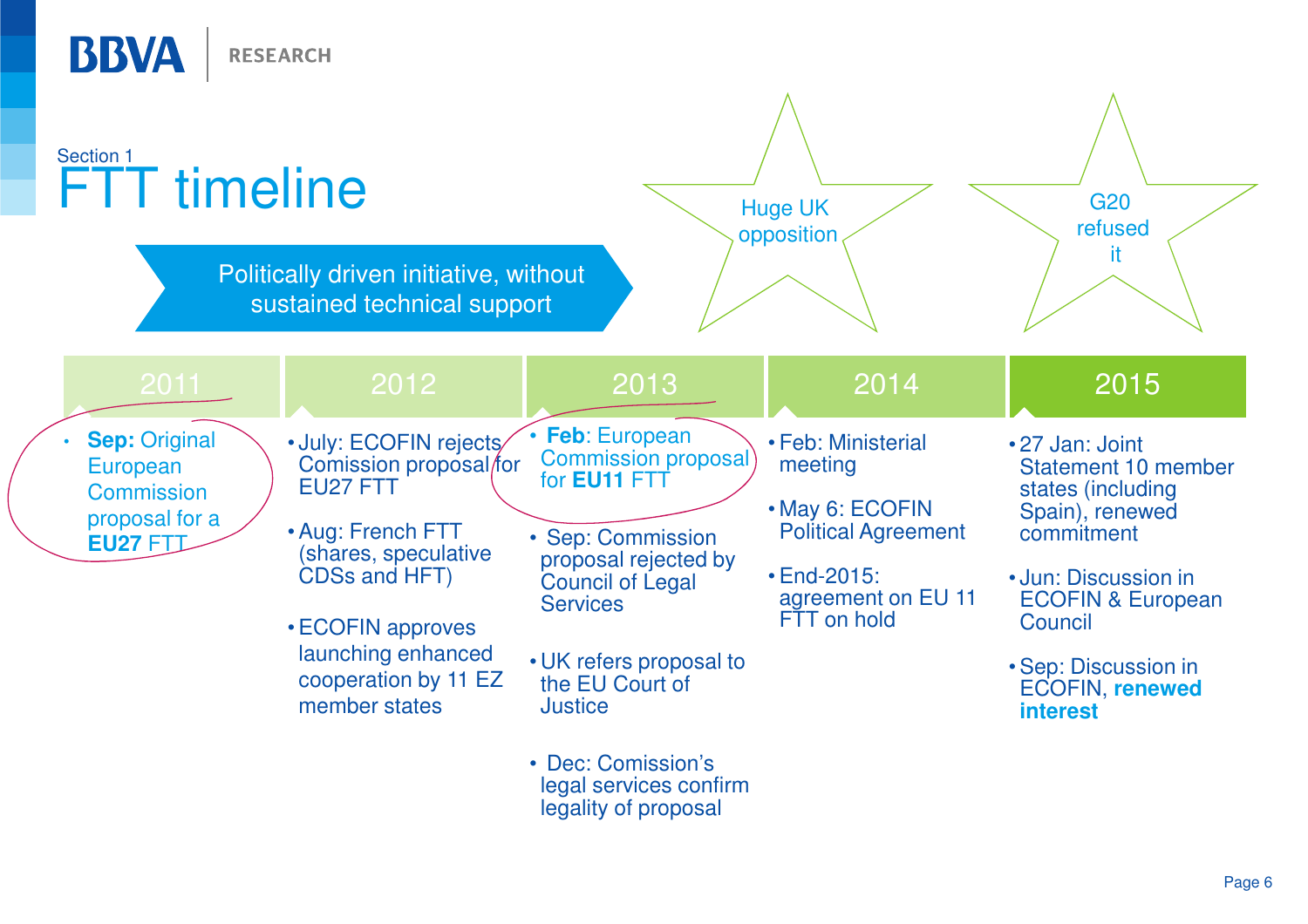Section 1

# FTT timeline

Politically driven initiative, without sustained technical support

Huge UK opposition

G20 refused it

## 2011

- **Sep:** Original European Commission proposal for a **EU27** FTT

## 2012

- July: ECOFIN rejects Comission proposal for EU27 FTT
- Aug: French FTT (shares, speculative CDSs and HFT)
- ECOFIN approves launching enhanced cooperation by 11 EZ member states

## 2013

- **Feb**: European Commission proposal for **EU11** FTT
- Sep: Commission proposal rejected by Council of Legal Services
- UK refers proposal to the EU Court of Justice
- Dec: Comission's legal services confirm legality of proposal

## 2014

- Feb: Ministerial meeting
- May 6: ECOFIN Political Agreement
- End-2015: agreement on EU 11 FTT on hold

## 2015

- 27 Jan: Joint Statement 10 member states (including Spain), renewed commitment
- Jun: Discussion in ECOFIN & European Council
- Sep: Discussion in ECOFIN, **renewed interest**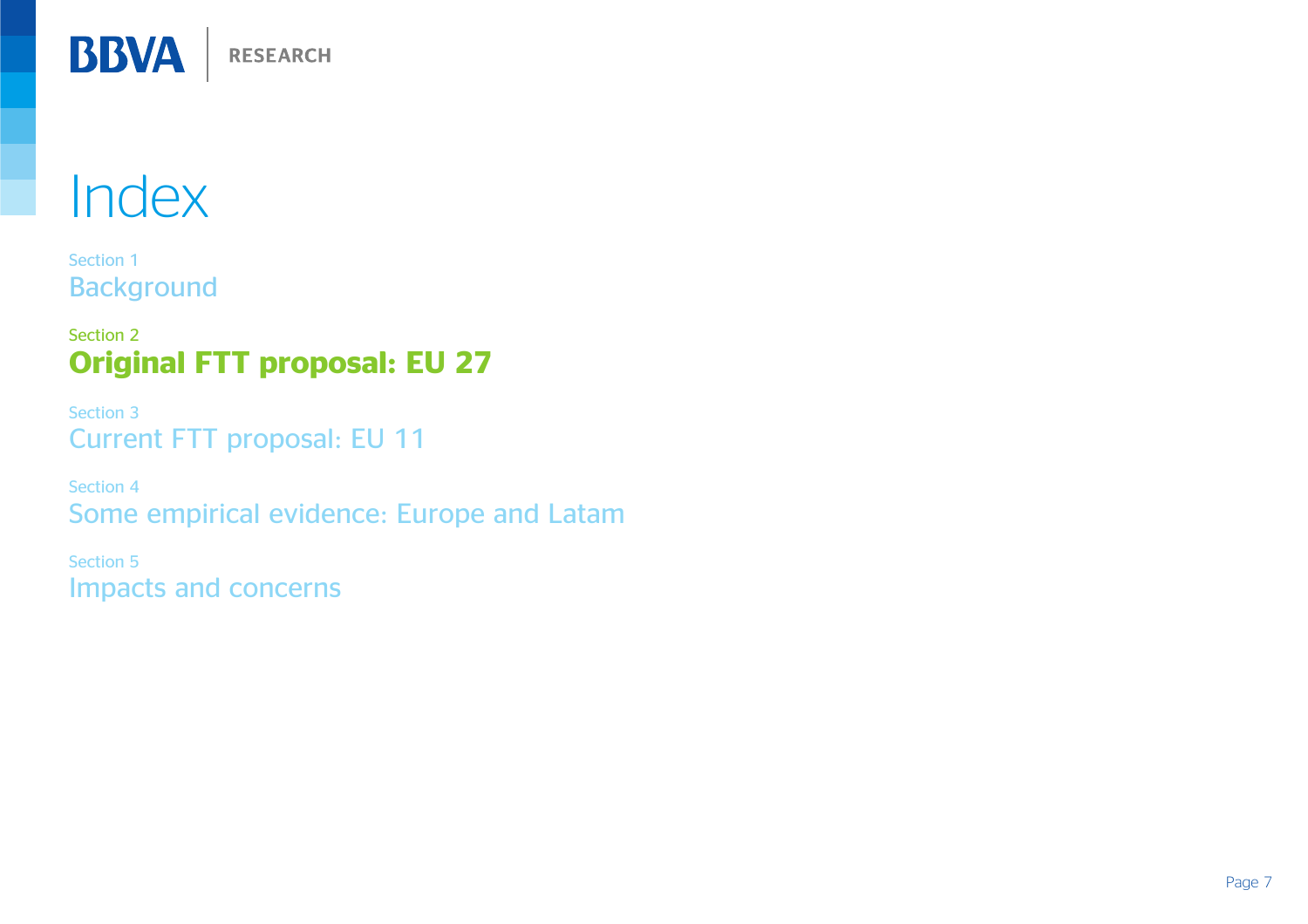# Index

Section 1
Background

Section 2
**Original FTT proposal: EU 27**

Section 3
Current FTT proposal: EU 11

Section 4
Some empirical evidence: Europe and Latam

Section 5
Impacts and concerns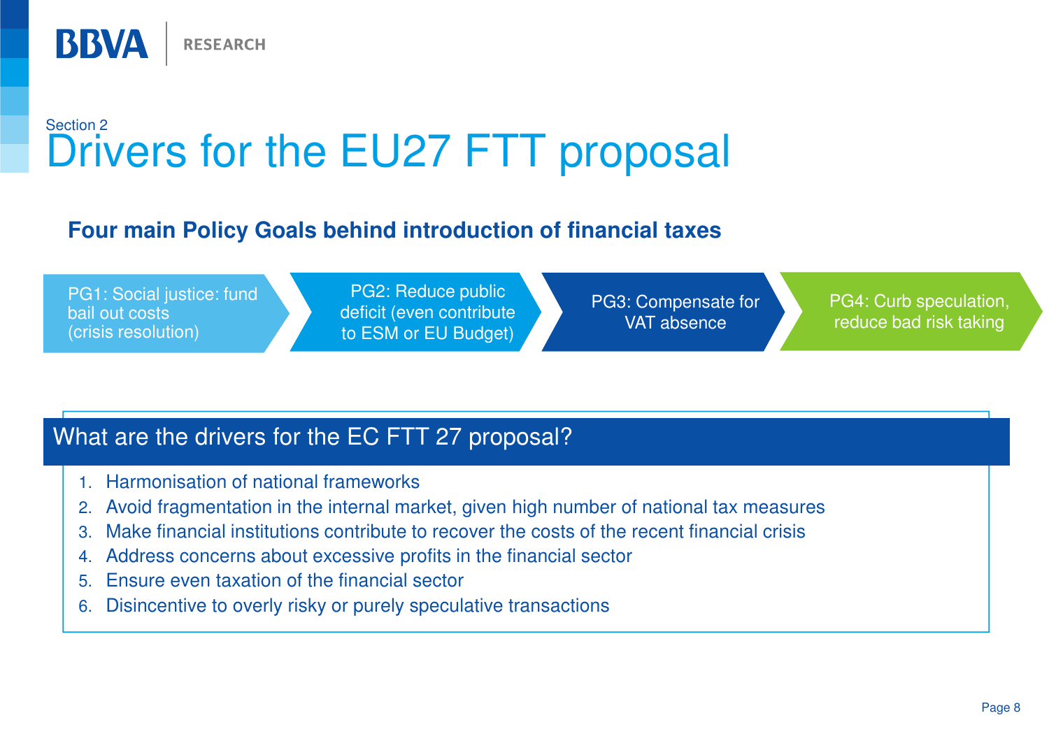Section 2

# Drivers for the EU27 FTT proposal

**Four main Policy Goals behind introduction of financial taxes**

- PG1: Social justice: fund bail out costs (crisis resolution)
- PG2: Reduce public deficit (even contribute to ESM or EU Budget)
- PG3: Compensate for VAT absence
- PG4: Curb speculation, reduce bad risk taking

## What are the drivers for the EC FTT 27 proposal?

1. Harmonisation of national frameworks
2. Avoid fragmentation in the internal market, given high number of national tax measures
3. Make financial institutions contribute to recover the costs of the recent financial crisis
4. Address concerns about excessive profits in the financial sector
5. Ensure even taxation of the financial sector
6. Disincentive to overly risky or purely speculative transactions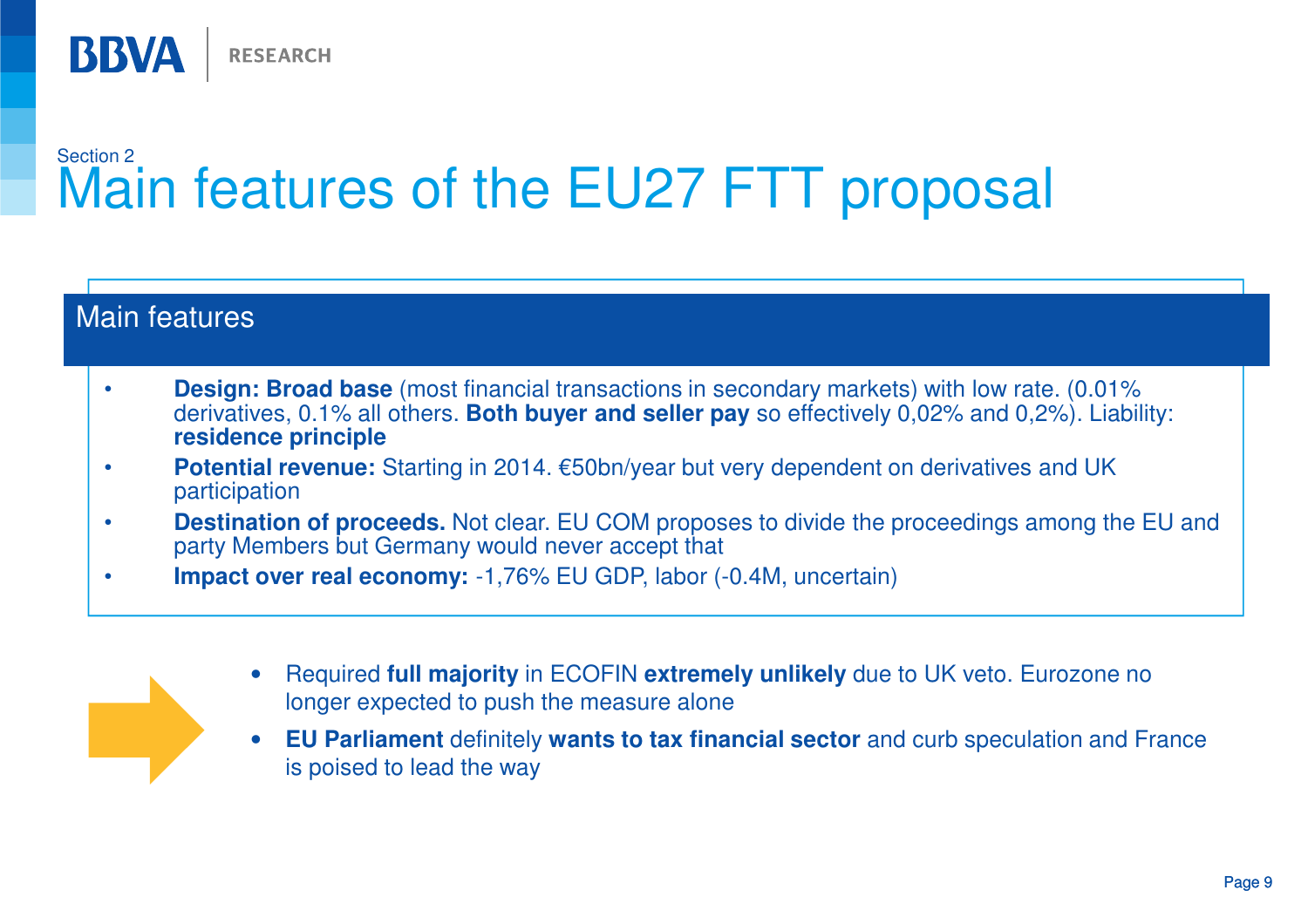Section 2

# Main features of the EU27 FTT proposal

## Main features

- **Design: Broad base** (most financial transactions in secondary markets) with low rate. (0.01% derivatives, 0.1% all others. **Both buyer and seller pay** so effectively 0,02% and 0,2%). Liability: **residence principle**
- **Potential revenue:** Starting in 2014. €50bn/year but very dependent on derivatives and UK participation
- **Destination of proceeds.** Not clear. EU COM proposes to divide the proceedings among the EU and party Members but Germany would never accept that
- **Impact over real economy:** -1,76% EU GDP, labor (-0.4M, uncertain)

- Required **full majority** in ECOFIN **extremely unlikely** due to UK veto. Eurozone no longer expected to push the measure alone
- **EU Parliament** definitely **wants to tax financial sector** and curb speculation and France is poised to lead the way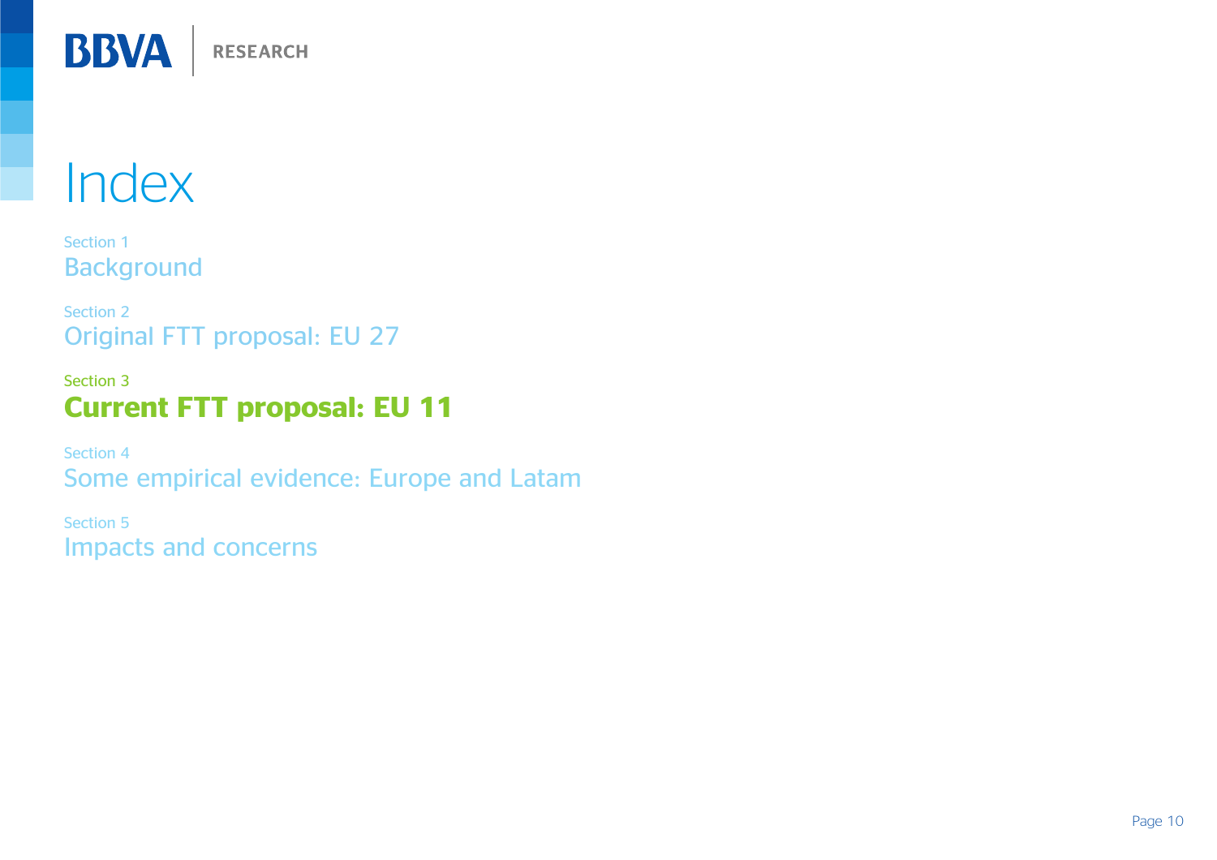# Index

Section 1
Background

Section 2
Original FTT proposal: EU 27

Section 3
**Current FTT proposal: EU 11**

Section 4
Some empirical evidence: Europe and Latam

Section 5
Impacts and concerns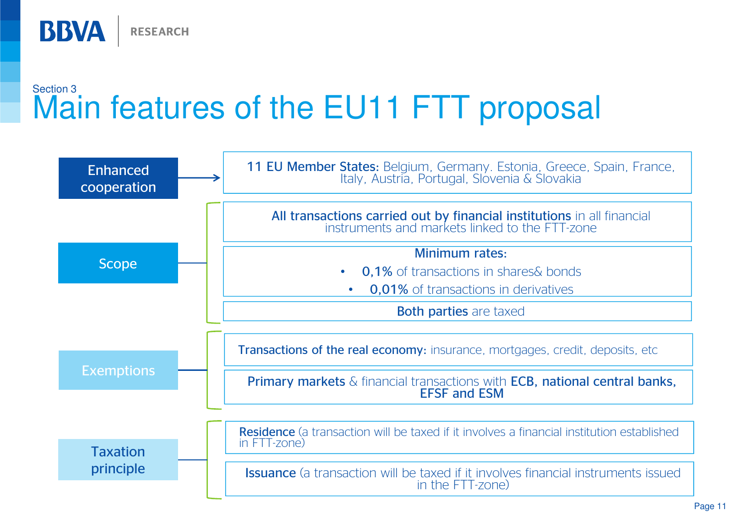Section 3

# Main features of the EU11 FTT proposal

## Enhanced cooperation

**11 EU Member States:** Belgium, Germany. Estonia, Greece, Spain, France, Italy, Austria, Portugal, Slovenia & Slovakia

## Scope

**All transactions carried out by financial institutions** in all financial instruments and markets linked to the FTT-zone

**Minimum rates:**

- **0,1%** of transactions in shares& bonds
- **0,01%** of transactions in derivatives

**Both parties** are taxed

## Exemptions

**Transactions of the real economy:** insurance, mortgages, credit, deposits, etc

**Primary markets** & financial transactions with **ECB, national central banks, EFSF and ESM**

## Taxation principle

**Residence** (a transaction will be taxed if it involves a financial institution established in FTT-zone)

**Issuance** (a transaction will be taxed if it involves financial instruments issued in the FTT-zone)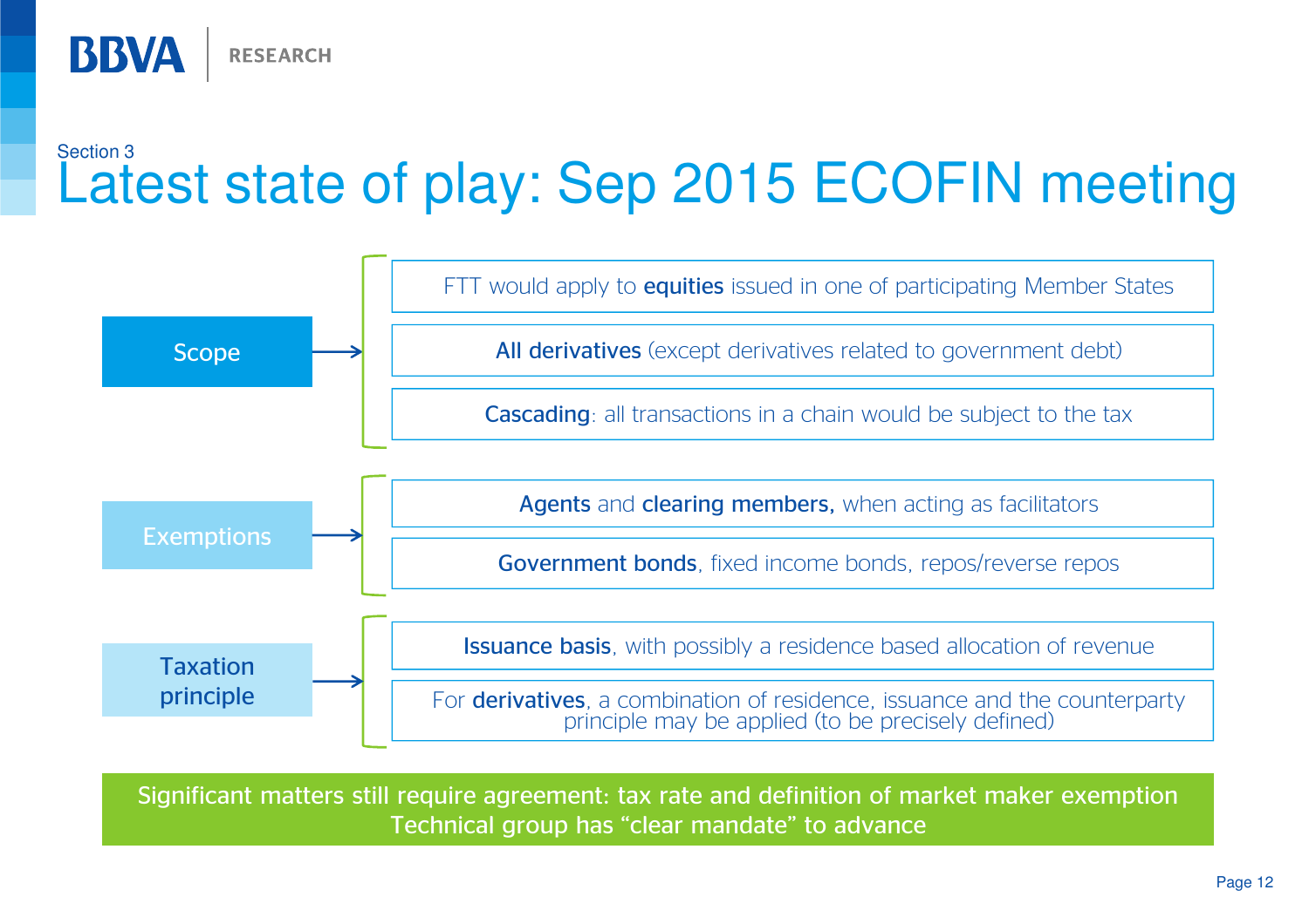Section 3

# Latest state of play: Sep 2015 ECOFIN meeting

## Scope

- FTT would apply to **equities** issued in one of participating Member States
- **All derivatives** (except derivatives related to government debt)
- **Cascading**: all transactions in a chain would be subject to the tax

## Exemptions

- **Agents** and **clearing members,** when acting as facilitators
- **Government bonds**, fixed income bonds, repos/reverse repos

## Taxation principle

- **Issuance basis**, with possibly a residence based allocation of revenue
- For **derivatives**, a combination of residence, issuance and the counterparty principle may be applied (to be precisely defined)

Significant matters still require agreement: tax rate and definition of market maker exemption
Technical group has "clear mandate" to advance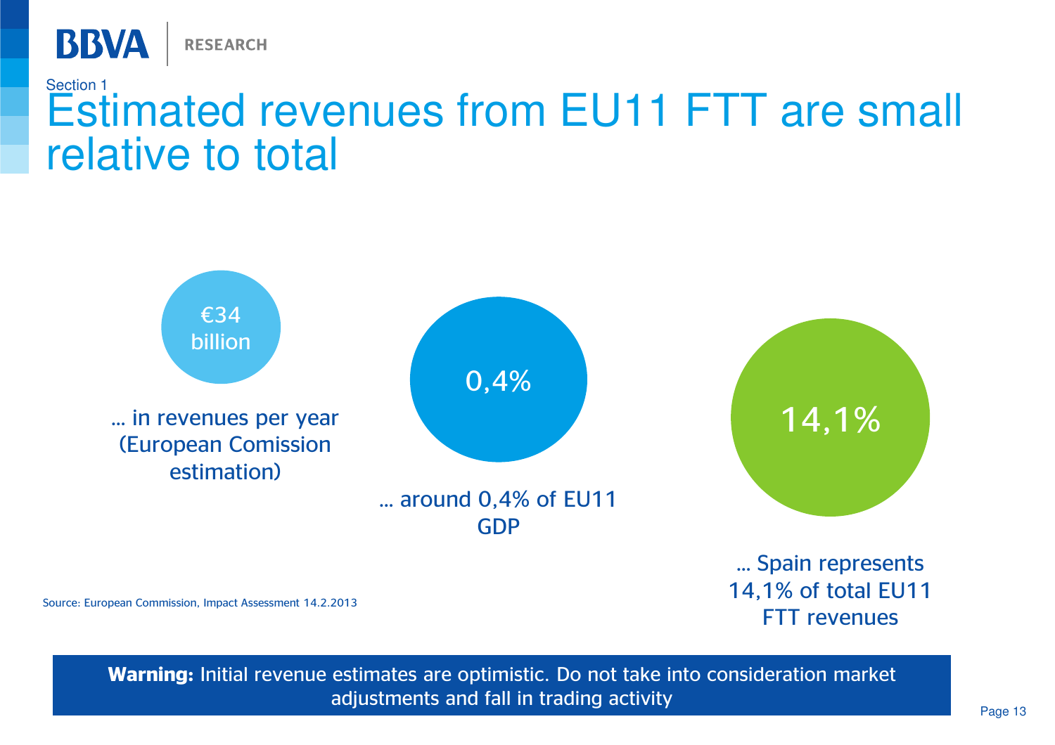Section 1

# Estimated revenues from EU11 FTT are small relative to total

**€34 billion**

… in revenues per year (European Comission estimation)

**0,4%**

… around 0,4% of EU11 GDP

**14,1%**

… Spain represents 14,1% of total EU11 FTT revenues

Source: European Commission, Impact Assessment 14.2.2013

**Warning:** Initial revenue estimates are optimistic. Do not take into consideration market adjustments and fall in trading activity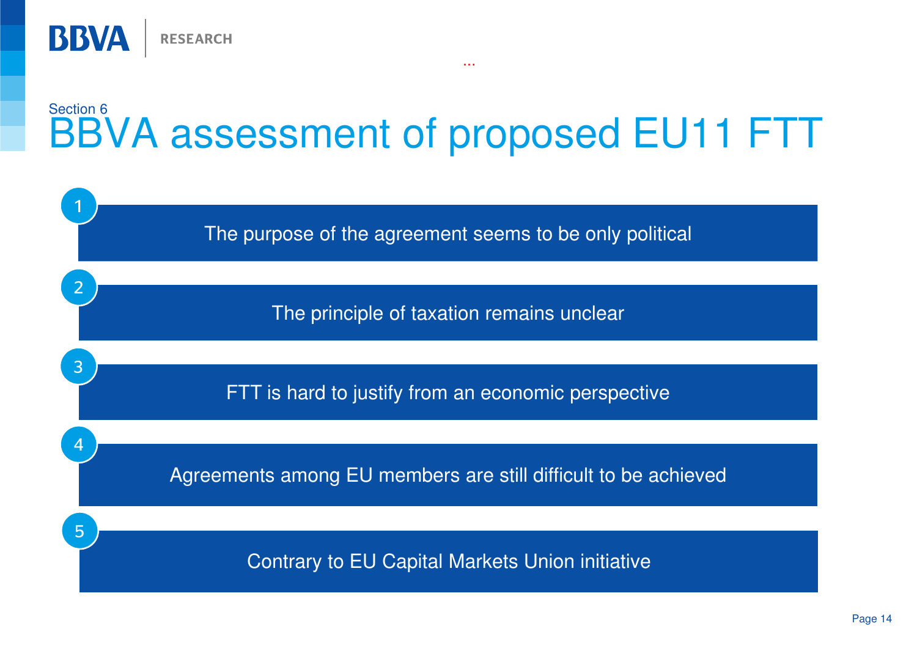Section 6

# BBVA assessment of proposed EU11 FTT

1. The purpose of the agreement seems to be only political
2. The principle of taxation remains unclear
3. FTT is hard to justify from an economic perspective
4. Agreements among EU members are still difficult to be achieved
5. Contrary to EU Capital Markets Union initiative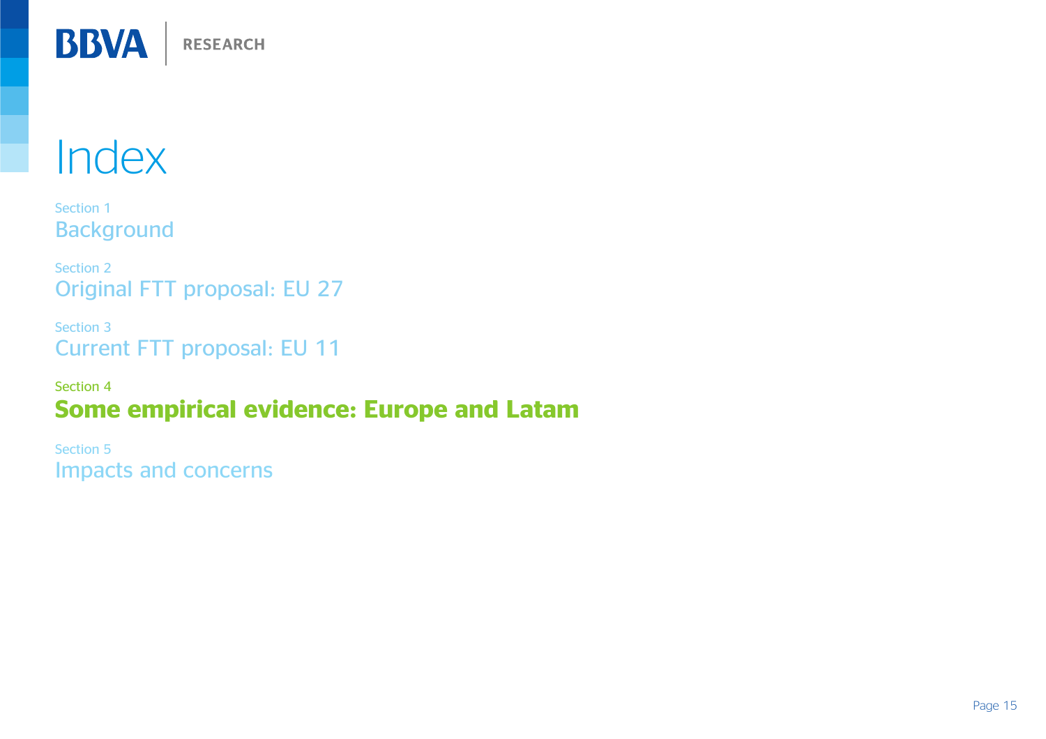# Index

Section 1
Background

Section 2
Original FTT proposal: EU 27

Section 3
Current FTT proposal: EU 11

Section 4
**Some empirical evidence: Europe and Latam**

Section 5
Impacts and concerns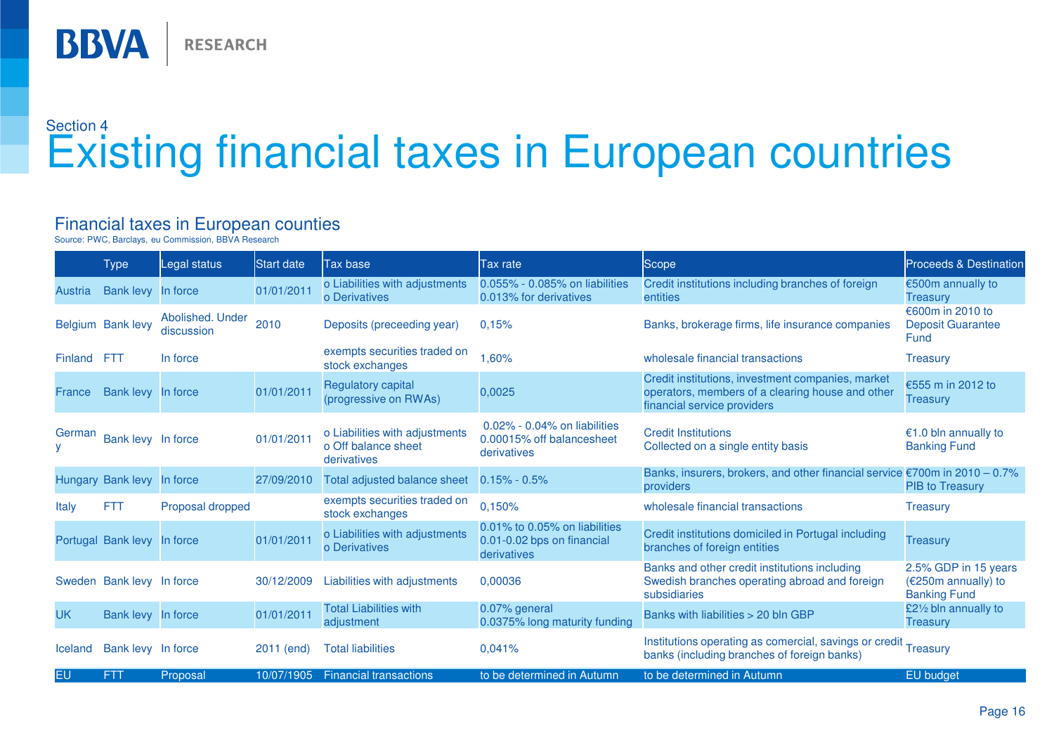Section 4

# Existing financial taxes in European countries

## Financial taxes in European counties

Source: PWC, Barclays, eu Commission, BBVA Research

| | Type | Legal status | Start date | Tax base | Tax rate | Scope | Proceeds & Destination |
|---|---|---|---|---|---|---|---|
| Austria | Bank levy | In force | 01/01/2011 | o Liabilities with adjustments<br>o Derivatives | 0.055% - 0.085% on liabilities<br>0.013% for derivatives | Credit institutions including branches of foreign entities | €500m annually to Treasury |
| Belgium | Bank levy | Abolished. Under discussion | 2010 | Deposits (preceeding year) | 0,15% | Banks, brokerage firms, life insurance companies | €600m in 2010 to Deposit Guarantee Fund |
| Finland | FTT | In force | | exempts securities traded on stock exchanges | 1,60% | wholesale financial transactions | Treasury |
| France | Bank levy | In force | 01/01/2011 | Regulatory capital (progressive on RWAs) | 0,0025 | Credit institutions, investment companies, market operators, members of a clearing house and other financial service providers | €555 m in 2012 to Treasury |
| Germany | Bank levy | In force | 01/01/2011 | o Liabilities with adjustments<br>o Off balance sheet derivatives | 0.02% - 0.04% on liabilities<br>0.00015% off balancesheet derivatives | Credit Institutions<br>Collected on a single entity basis | €1.0 bln annually to Banking Fund |
| Hungary | Bank levy | In force | 27/09/2010 | Total adjusted balance sheet | 0.15% - 0.5% | Banks, insurers, brokers, and other financial service providers | €700m in 2010 – 0.7% PIB to Treasury |
| Italy | FTT | Proposal dropped | | exempts securities traded on stock exchanges | 0,150% | wholesale financial transactions | Treasury |
| Portugal | Bank levy | In force | 01/01/2011 | o Liabilities with adjustments<br>o Derivatives | 0.01% to 0.05% on liabilities<br>0.01-0.02 bps on financial derivatives | Credit institutions domiciled in Portugal including branches of foreign entities | Treasury |
| Sweden | Bank levy | In force | 30/12/2009 | Liabilities with adjustments | 0,00036 | Banks and other credit institutions including Swedish branches operating abroad and foreign subsidiaries | 2.5% GDP in 15 years (€250m annually) to Banking Fund |
| UK | Bank levy | In force | 01/01/2011 | Total Liabilities with adjustment | 0.07% general<br>0.0375% long maturity funding | Banks with liabilities > 20 bln GBP | £2½ bln annually to Treasury |
| Iceland | Bank levy | In force | 2011 (end) | Total liabilities | 0,041% | Institutions operating as comercial, savings or credit banks (including branches of foreign banks) | Treasury |
| EU | FTT | Proposal | 10/07/1905 | Financial transactions | to be determined in Autumn | to be determined in Autumn | EU budget |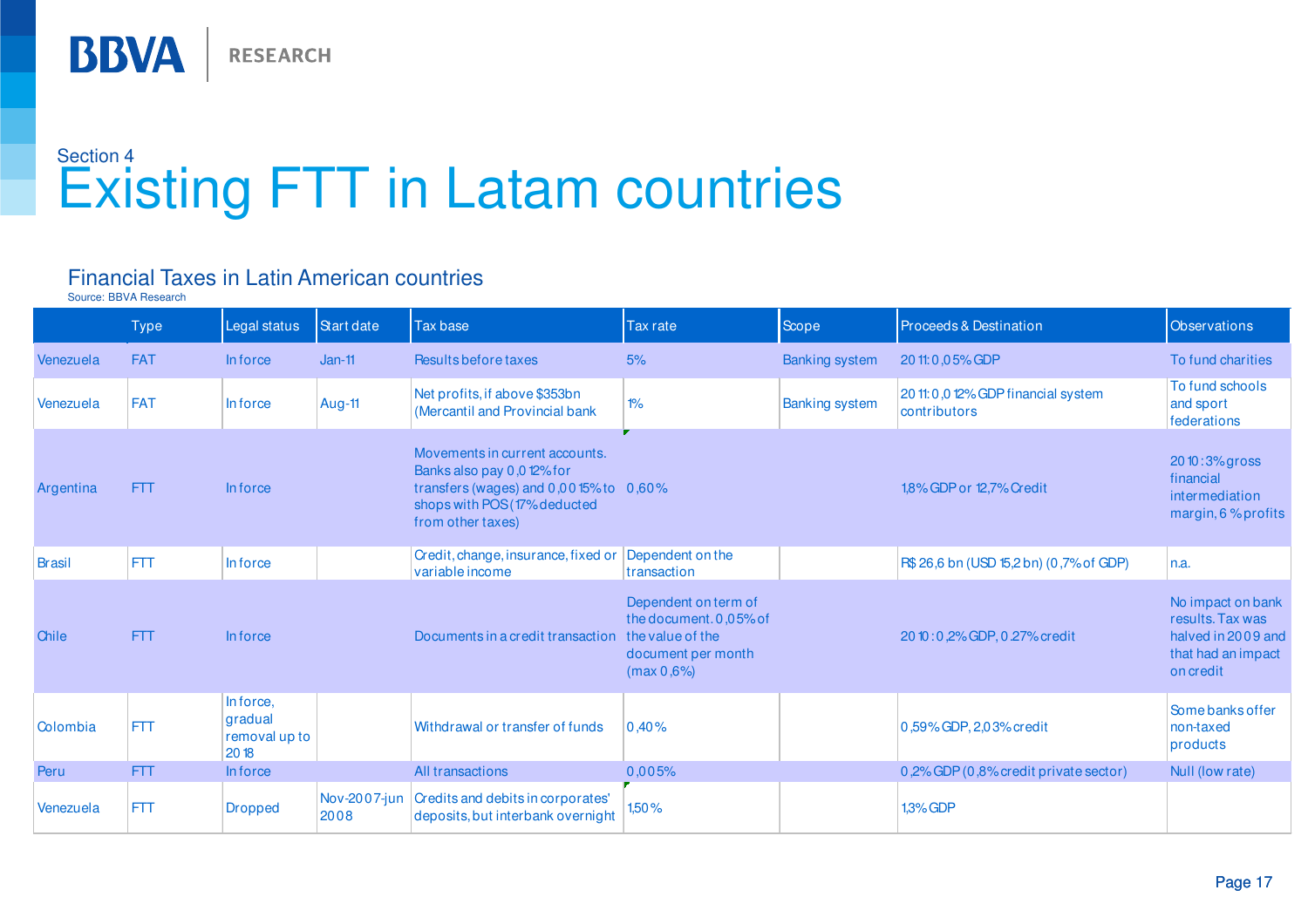Section 4

# Existing FTT in Latam countries

## Financial Taxes in Latin American countries

Source: BBVA Research

| | Type | Legal status | Start date | Tax base | Tax rate | Scope | Proceeds & Destination | Observations |
|---|---|---|---|---|---|---|---|---|
| Venezuela | FAT | In force | Jan-11 | Results before taxes | 5% | Banking system | 2011: 0,05% GDP | To fund charities |
| Venezuela | FAT | In force | Aug-11 | Net profits, if above $353bn (Mercantil and Provincial bank | 1% | Banking system | 2011: 0,012% GDP financial system contributors | To fund schools and sport federations |
| Argentina | FTT | In force | | Movements in current accounts. Banks also pay 0,012% for transfers (wages) and 0,0015% to shops with POS (17% deducted from other taxes) | 0,60% | | 1,8% GDP or 12,7% Credit | 2010: 3% gross financial intermediation margin, 6 % profits |
| Brasil | FTT | In force | | Credit, change, insurance, fixed or variable income | Dependent on the transaction | | R$ 26,6 bn (USD 15,2 bn) (0,7% of GDP) | n.a. |
| Chile | FTT | In force | | Documents in a credit transaction | Dependent on term of the document. 0,05% of the value of the document per month (max 0,6%) | | 2010: 0,2% GDP, 0.27% credit | No impact on bank results. Tax was halved in 2009 and that had an impact on credit |
| Colombia | FTT | In force, gradual removal up to 2018 | | Withdrawal or transfer of funds | 0,40% | | 0,59% GDP, 2,03% credit | Some banks offer non-taxed products |
| Peru | FTT | In force | | All transactions | 0,005% | | 0,2% GDP (0,8% credit private sector) | Null (low rate) |
| Venezuela | FTT | Dropped | Nov-2007-jun 2008 | Credits and debits in corporates' deposits, but interbank overnight | 1,50% | | 1,3% GDP | |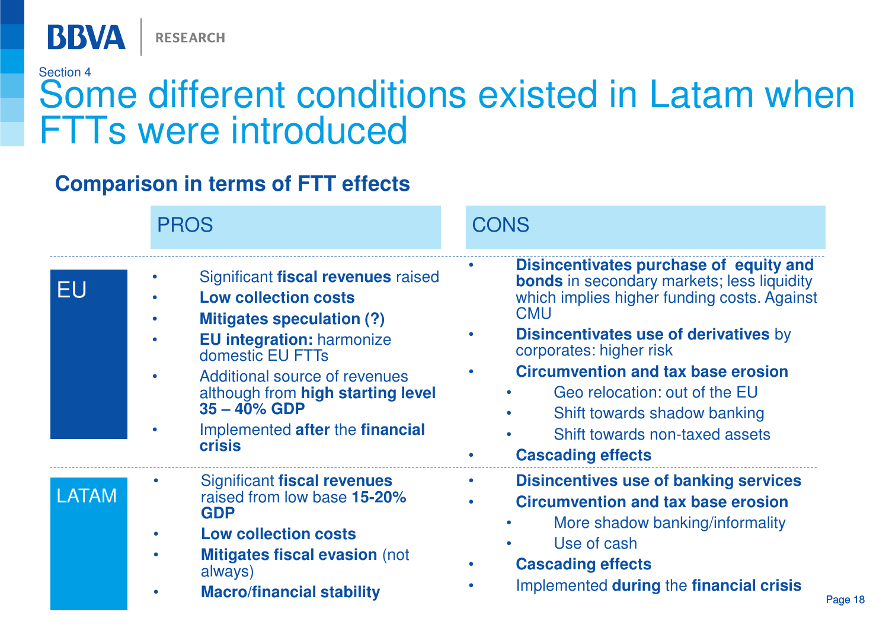Section 4

# Some different conditions existed in Latam when FTTs were introduced

## Comparison in terms of FTT effects

| | PROS | CONS |
|---|---|---|
| EU | • Significant **fiscal revenues** raised<br>• **Low collection costs**<br>• **Mitigates speculation (?)**<br>• **EU integration:** harmonize domestic EU FTTs<br>• Additional source of revenues although from **high starting level 35 – 40% GDP**<br>• Implemented **after** the **financial crisis** | • **Disincentivates purchase of equity and bonds** in secondary markets; less liquidity which implies higher funding costs. Against CMU<br>• **Disincentivates use of derivatives** by corporates: higher risk<br>• **Circumvention and tax base erosion**<br>  ◦ Geo relocation: out of the EU<br>  ◦ Shift towards shadow banking<br>  ◦ Shift towards non-taxed assets<br>• **Cascading effects** |
| LATAM | • Significant **fiscal revenues** raised from low base **15-20% GDP**<br>• **Low collection costs**<br>• **Mitigates fiscal evasion** (not always)<br>• **Macro/financial stability** | • **Disincentives use of banking services**<br>• **Circumvention and tax base erosion**<br>  ◦ More shadow banking/informality<br>  ◦ Use of cash<br>• **Cascading effects**<br>• Implemented **during** the **financial crisis** |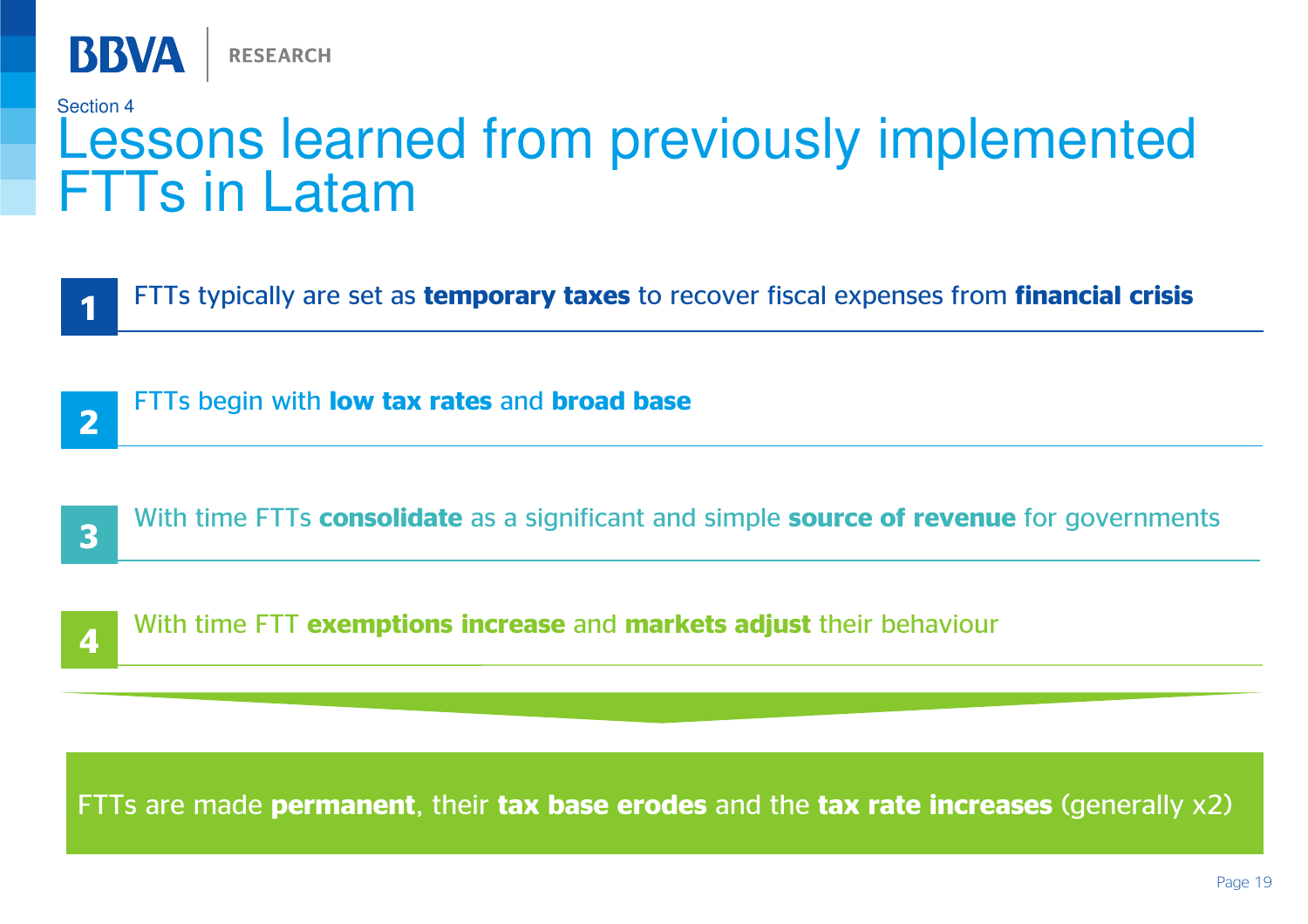Section 4

# Lessons learned from previously implemented FTTs in Latam

1. FTTs typically are set as **temporary taxes** to recover fiscal expenses from **financial crisis**
2. FTTs begin with **low tax rates** and **broad base**
3. With time FTTs **consolidate** as a significant and simple **source of revenue** for governments
4. With time FTT **exemptions increase** and **markets adjust** their behaviour

FTTs are made **permanent**, their **tax base erodes** and the **tax rate increases** (generally x2)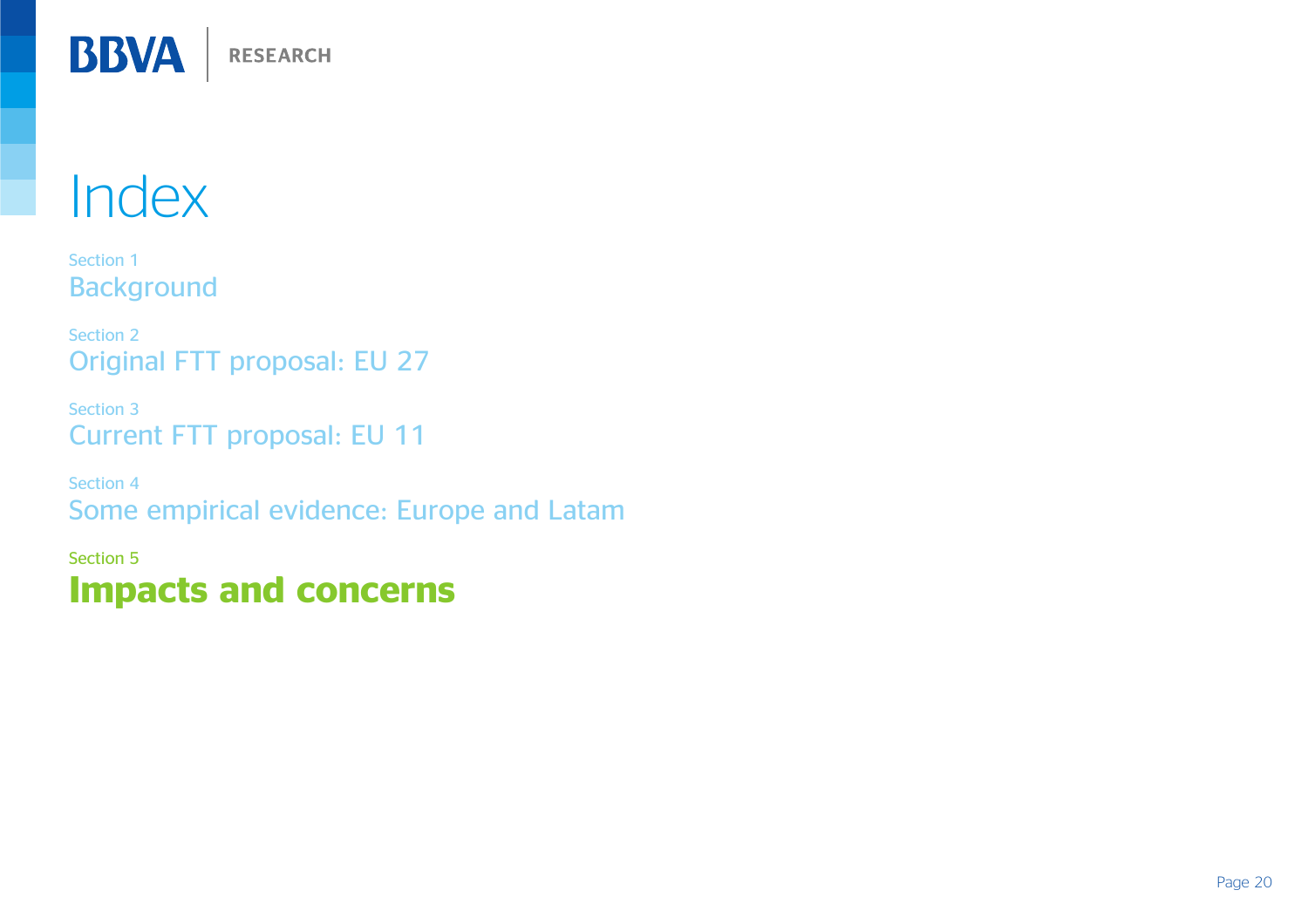# Index

Section 1
Background

Section 2
Original FTT proposal: EU 27

Section 3
Current FTT proposal: EU 11

Section 4
Some empirical evidence: Europe and Latam

Section 5
**Impacts and concerns**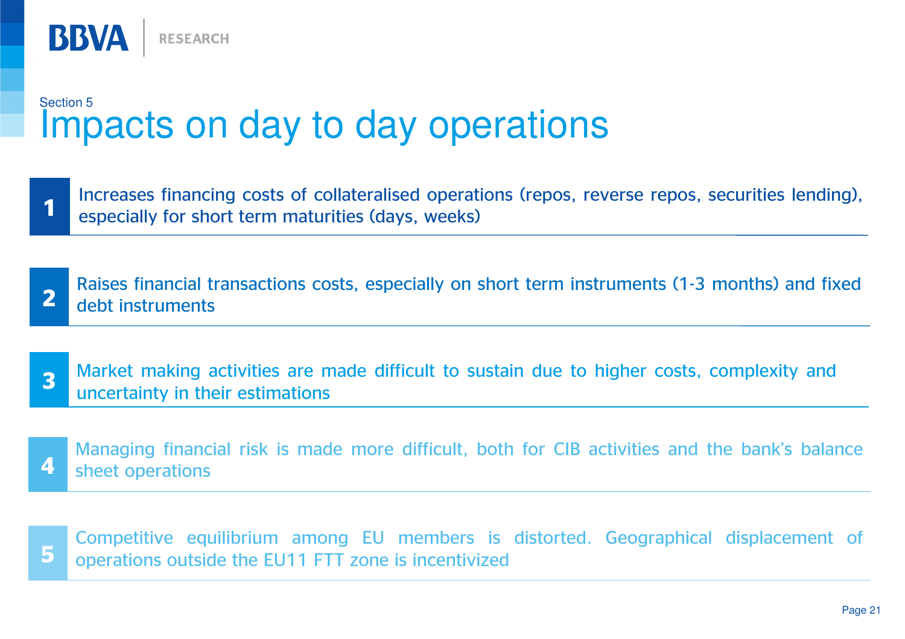Section 5

# Impacts on day to day operations

1. Increases financing costs of collateralised operations (repos, reverse repos, securities lending), especially for short term maturities (days, weeks)

2. Raises financial transactions costs, especially on short term instruments (1-3 months) and fixed debt instruments

3. Market making activities are made difficult to sustain due to higher costs, complexity and uncertainty in their estimations

4. Managing financial risk is made more difficult, both for CIB activities and the bank's balance sheet operations

5. Competitive equilibrium among EU members is distorted. Geographical displacement of operations outside the EU11 FTT zone is incentivized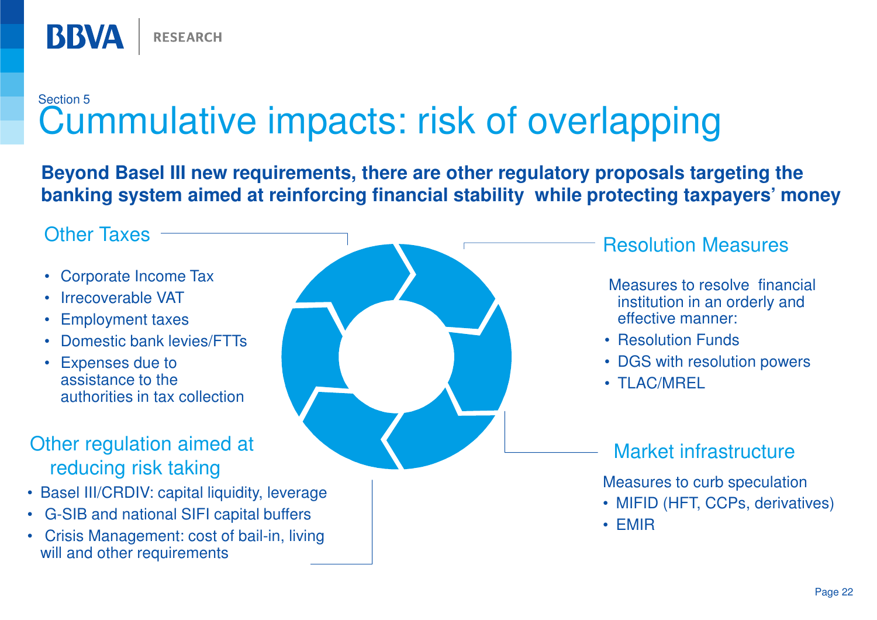Section 5

# Cummulative impacts: risk of overlapping

**Beyond Basel III new requirements, there are other regulatory proposals targeting the banking system aimed at reinforcing financial stability while protecting taxpayers' money**

## Other Taxes

- Corporate Income Tax
- Irrecoverable VAT
- Employment taxes
- Domestic bank levies/FTTs
- Expenses due to assistance to the authorities in tax collection

## Other regulation aimed at reducing risk taking

- Basel III/CRDIV: capital liquidity, leverage
- G-SIB and national SIFI capital buffers
- Crisis Management: cost of bail-in, living will and other requirements

## Resolution Measures

Measures to resolve financial institution in an orderly and effective manner:

- Resolution Funds
- DGS with resolution powers
- TLAC/MREL

## Market infrastructure

Measures to curb speculation

- MIFID (HFT, CCPs, derivatives)
- EMIR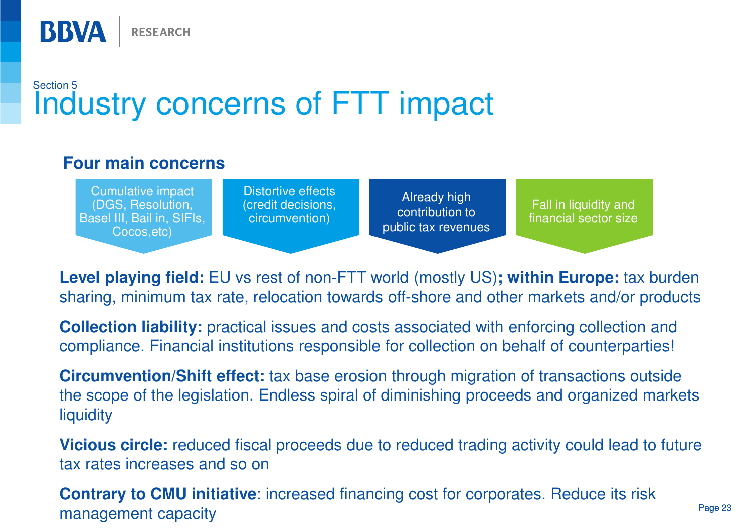Section 5

# Industry concerns of FTT impact

## Four main concerns

- Cumulative impact (DGS, Resolution, Basel III, Bail in, SIFIs, Cocos,etc)
- Distortive effects (credit decisions, circumvention)
- Already high contribution to public tax revenues
- Fall in liquidity and financial sector size

**Level playing field:** EU vs rest of non-FTT world (mostly US)**; within Europe:** tax burden sharing, minimum tax rate, relocation towards off-shore and other markets and/or products

**Collection liability:** practical issues and costs associated with enforcing collection and compliance. Financial institutions responsible for collection on behalf of counterparties!

**Circumvention/Shift effect:** tax base erosion through migration of transactions outside the scope of the legislation. Endless spiral of diminishing proceeds and organized markets liquidity

**Vicious circle:** reduced fiscal proceeds due to reduced trading activity could lead to future tax rates increases and so on

**Contrary to CMU initiative**: increased financing cost for corporates. Reduce its risk management capacity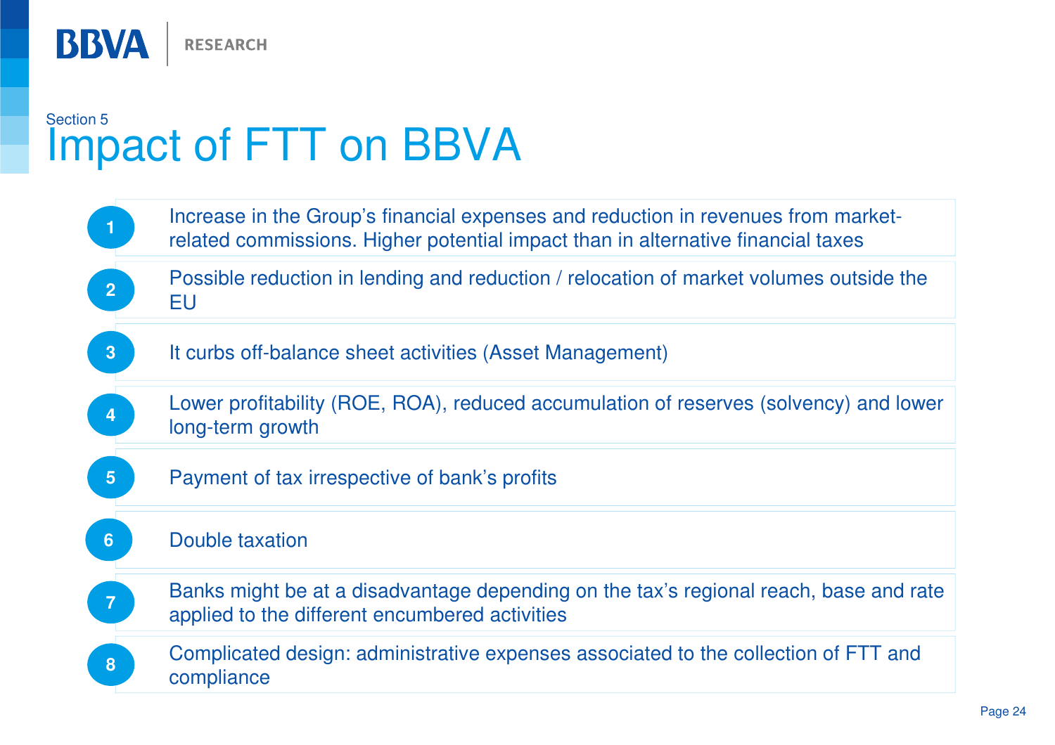Section 5

# Impact of FTT on BBVA

1. Increase in the Group's financial expenses and reduction in revenues from market-related commissions. Higher potential impact than in alternative financial taxes
2. Possible reduction in lending and reduction / relocation of market volumes outside the EU
3. It curbs off-balance sheet activities (Asset Management)
4. Lower profitability (ROE, ROA), reduced accumulation of reserves (solvency) and lower long-term growth
5. Payment of tax irrespective of bank's profits
6. Double taxation
7. Banks might be at a disadvantage depending on the tax's regional reach, base and rate applied to the different encumbered activities
8. Complicated design: administrative expenses associated to the collection of FTT and compliance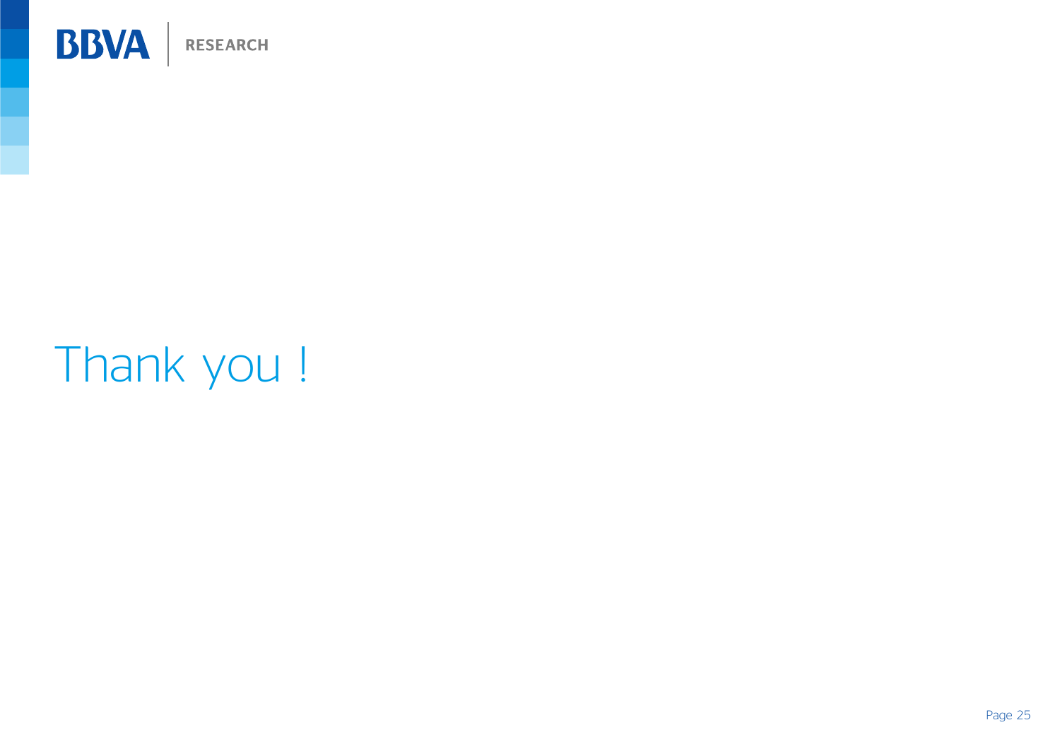# Thank you !